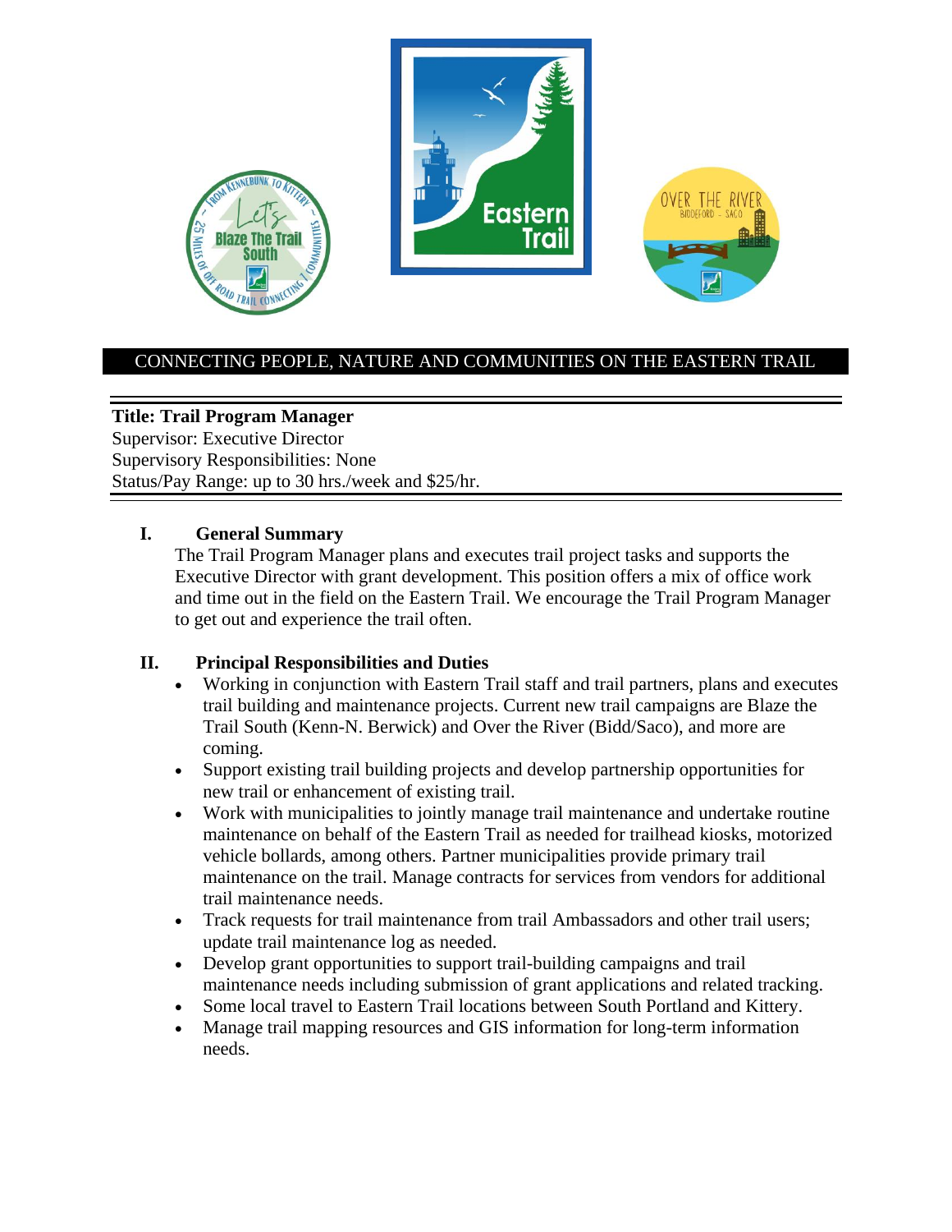CONNECTING PEOPLE, NATURE AND COMMUNITIES ON THE EASTERN TRAIL

**Title: Trail Program Manager**
Supervisor: Executive Director
Supervisory Responsibilities: None
Status/Pay Range: up to 30 hrs./week and $25/hr.

## I. General Summary

The Trail Program Manager plans and executes trail project tasks and supports the Executive Director with grant development. This position offers a mix of office work and time out in the field on the Eastern Trail. We encourage the Trail Program Manager to get out and experience the trail often.

## II. Principal Responsibilities and Duties

- Working in conjunction with Eastern Trail staff and trail partners, plans and executes trail building and maintenance projects. Current new trail campaigns are Blaze the Trail South (Kenn-N. Berwick) and Over the River (Bidd/Saco), and more are coming.
- Support existing trail building projects and develop partnership opportunities for new trail or enhancement of existing trail.
- Work with municipalities to jointly manage trail maintenance and undertake routine maintenance on behalf of the Eastern Trail as needed for trailhead kiosks, motorized vehicle bollards, among others. Partner municipalities provide primary trail maintenance on the trail. Manage contracts for services from vendors for additional trail maintenance needs.
- Track requests for trail maintenance from trail Ambassadors and other trail users; update trail maintenance log as needed.
- Develop grant opportunities to support trail-building campaigns and trail maintenance needs including submission of grant applications and related tracking.
- Some local travel to Eastern Trail locations between South Portland and Kittery.
- Manage trail mapping resources and GIS information for long-term information needs.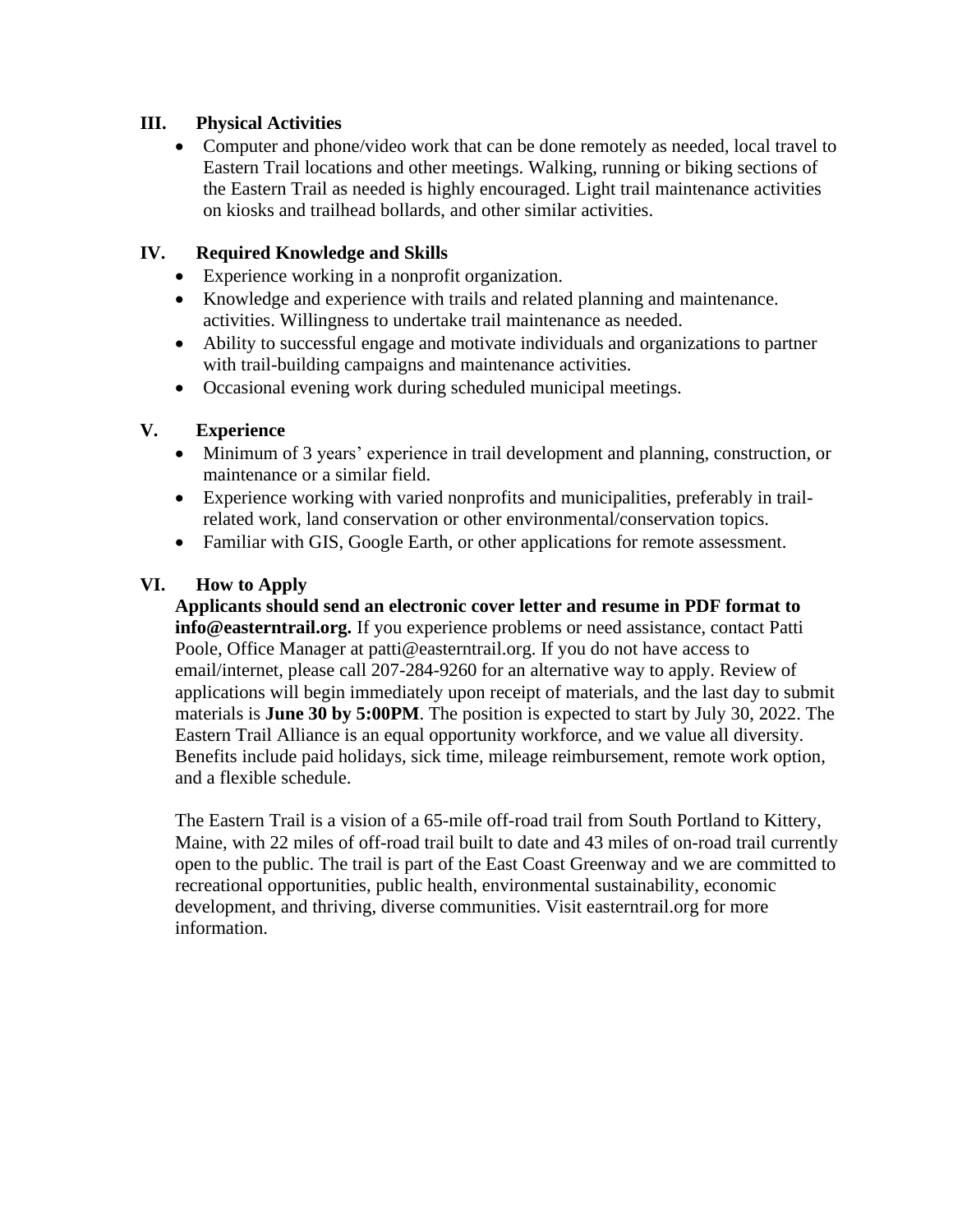## III. Physical Activities

- Computer and phone/video work that can be done remotely as needed, local travel to Eastern Trail locations and other meetings. Walking, running or biking sections of the Eastern Trail as needed is highly encouraged. Light trail maintenance activities on kiosks and trailhead bollards, and other similar activities.

## IV. Required Knowledge and Skills

- Experience working in a nonprofit organization.
- Knowledge and experience with trails and related planning and maintenance. activities. Willingness to undertake trail maintenance as needed.
- Ability to successful engage and motivate individuals and organizations to partner with trail-building campaigns and maintenance activities.
- Occasional evening work during scheduled municipal meetings.

## V. Experience

- Minimum of 3 years' experience in trail development and planning, construction, or maintenance or a similar field.
- Experience working with varied nonprofits and municipalities, preferably in trail-related work, land conservation or other environmental/conservation topics.
- Familiar with GIS, Google Earth, or other applications for remote assessment.

## VI. How to Apply

**Applicants should send an electronic cover letter and resume in PDF format to info@easterntrail.org.** If you experience problems or need assistance, contact Patti Poole, Office Manager at patti@easterntrail.org. If you do not have access to email/internet, please call 207-284-9260 for an alternative way to apply. Review of applications will begin immediately upon receipt of materials, and the last day to submit materials is **June 30 by 5:00PM**. The position is expected to start by July 30, 2022. The Eastern Trail Alliance is an equal opportunity workforce, and we value all diversity. Benefits include paid holidays, sick time, mileage reimbursement, remote work option, and a flexible schedule.

The Eastern Trail is a vision of a 65-mile off-road trail from South Portland to Kittery, Maine, with 22 miles of off-road trail built to date and 43 miles of on-road trail currently open to the public. The trail is part of the East Coast Greenway and we are committed to recreational opportunities, public health, environmental sustainability, economic development, and thriving, diverse communities. Visit easterntrail.org for more information.